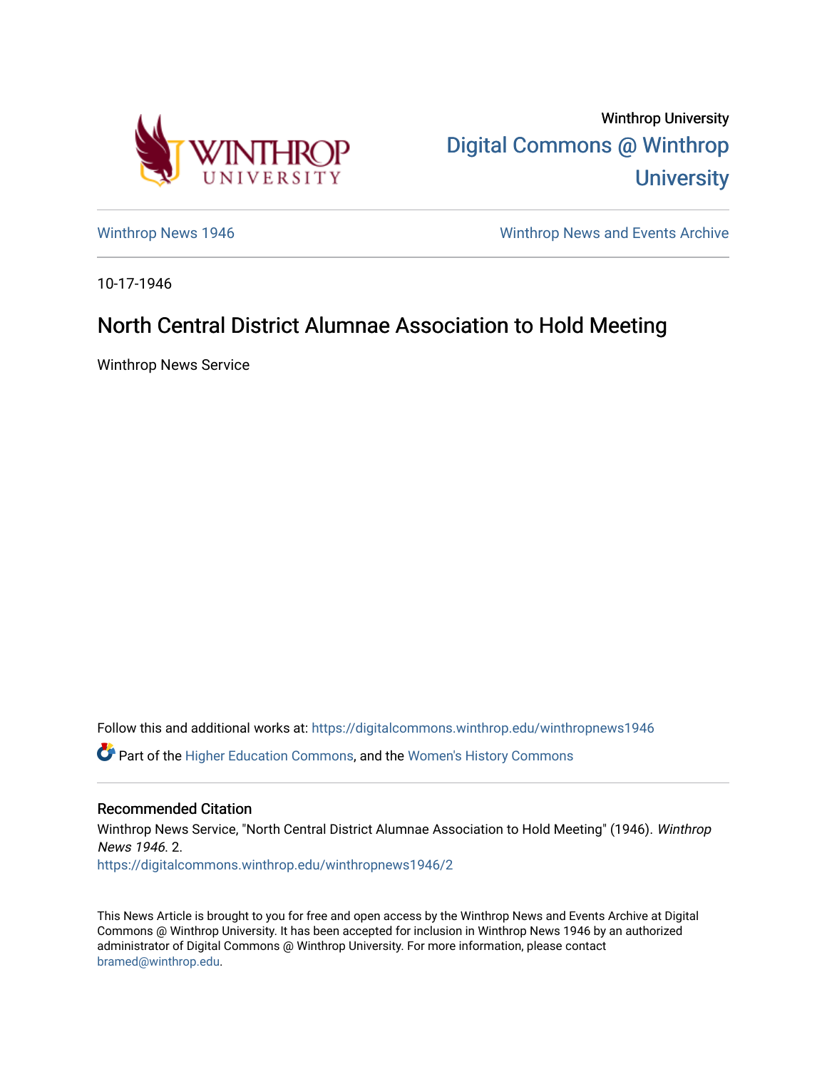Winthrop University

Digital Commons @ Winthrop University

Winthrop News 1946

Winthrop News and Events Archive

10-17-1946

# North Central District Alumnae Association to Hold Meeting

Winthrop News Service

Follow this and additional works at: https://digitalcommons.winthrop.edu/winthropnews1946

Part of the Higher Education Commons, and the Women's History Commons

## Recommended Citation

Winthrop News Service, "North Central District Alumnae Association to Hold Meeting" (1946). *Winthrop News 1946*. 2.
https://digitalcommons.winthrop.edu/winthropnews1946/2

This News Article is brought to you for free and open access by the Winthrop News and Events Archive at Digital Commons @ Winthrop University. It has been accepted for inclusion in Winthrop News 1946 by an authorized administrator of Digital Commons @ Winthrop University. For more information, please contact bramed@winthrop.edu.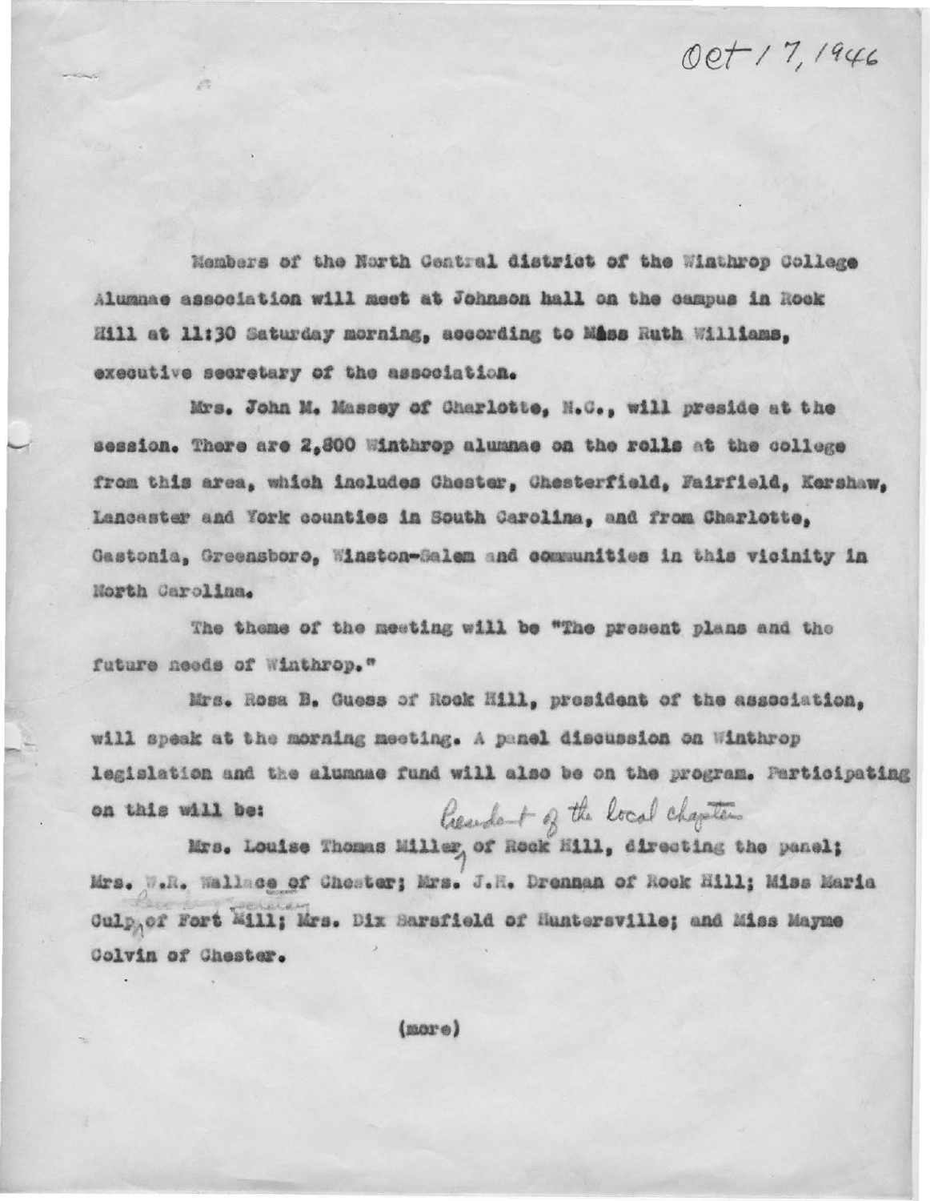Oct 17, 1946

Members of the North Central district of the Winthrop College Alumnae association will meet at Johnson hall on the campus in Rock Hill at 11:30 Saturday morning, according to Miss Ruth Williams, executive secretary of the association.

Mrs. John M. Massey of Charlotte, N.C., will preside at the session. There are 2,800 Winthrop alumnae on the rolls at the college from this area, which includes Chester, Chesterfield, Fairfield, Kershaw, Lancaster and York counties in South Carolina, and from Charlotte, Gastonia, Greensboro, Winston-Salem and communities in this vicinity in North Carolina.

The theme of the meeting will be "The present plans and the future needs of Winthrop."

Mrs. Rosa B. Guess of Rock Hill, president of the association, will speak at the morning meeting. A panel discussion on Winthrop legislation and the alumnae fund will also be on the program. Participating on this will be:

Mrs. Louise Thomas Miller, President of the local chapter, of Rock Hill, directing the panel; Mrs. W.R. Wallace of Chester; Mrs. J.H. Drennan of Rock Hill; Miss Maria Culp of Fort Mill; Mrs. Dix Sarsfield of Huntersville; and Miss Mayme Colvin of Chester.

(more)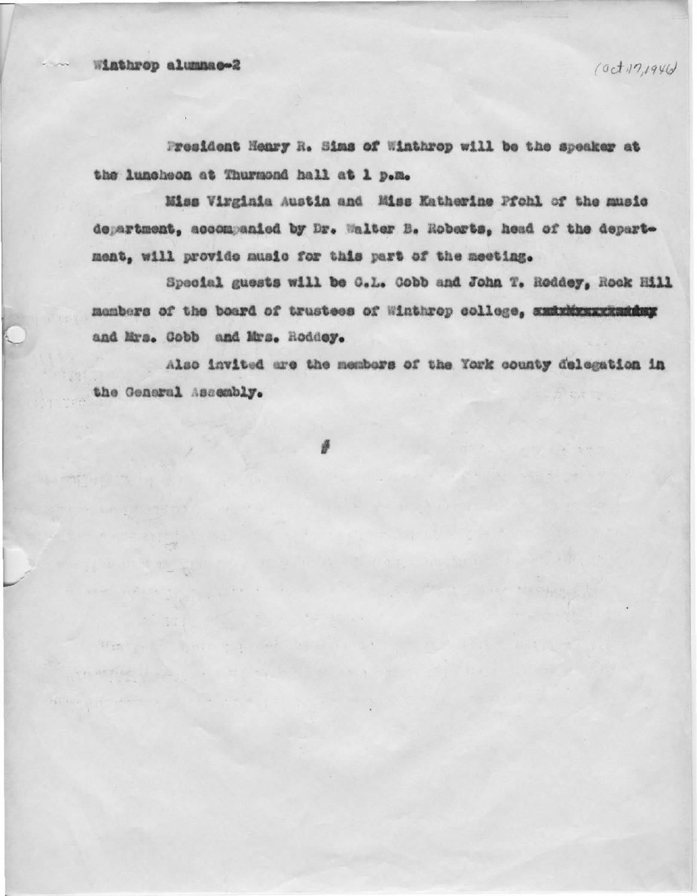Winthrop alumnae-2

(Oct 17, 1946)

President Henry R. Sims of Winthrop will be the speaker at the luncheon at Thurmond hall at 1 p.m.

Miss Virginia Austin and Miss Katherine Pfohl of the music department, accompanied by Dr. Walter B. Roberts, head of the department, will provide music for this part of the meeting.

Special guests will be C.L. Cobb and John T. Roddey, Rock Hill members of the board of trustees of Winthrop college, ~~xxxxxxxxxxxxx~~ and Mrs. Cobb and Mrs. Roddey.

Also invited are the members of the York county delegation in the General Assembly.

#